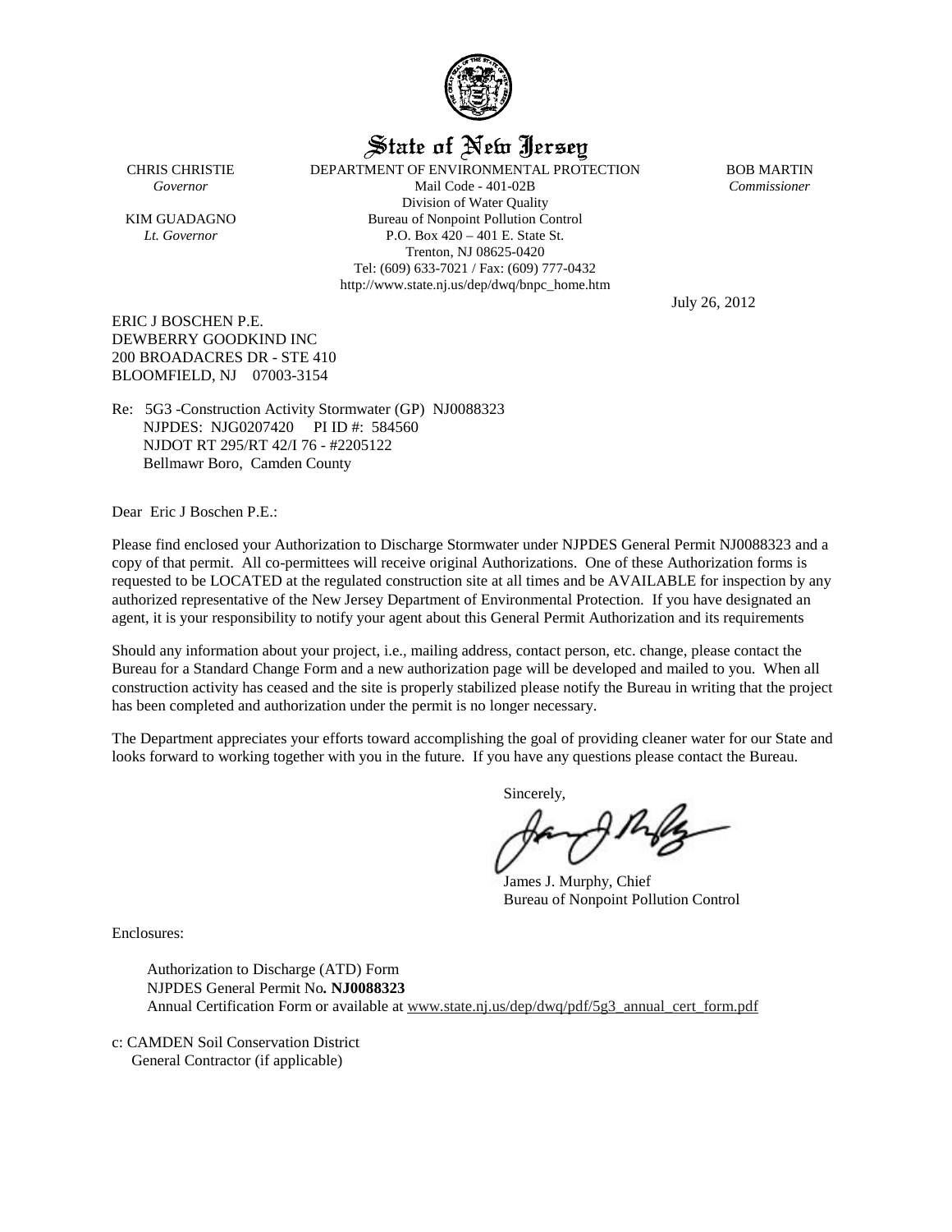# State of New Jersey

CHRIS CHRISTIE
*Governor*

KIM GUADAGNO
*Lt. Governor*

DEPARTMENT OF ENVIRONMENTAL PROTECTION
Mail Code - 401-02B
Division of Water Quality
Bureau of Nonpoint Pollution Control
P.O. Box 420 – 401 E. State St.
Trenton, NJ 08625-0420
Tel: (609) 633-7021 / Fax: (609) 777-0432
http://www.state.nj.us/dep/dwq/bnpc_home.htm

BOB MARTIN
*Commissioner*

July 26, 2012

ERIC J BOSCHEN P.E.
DEWBERRY GOODKIND INC
200 BROADACRES DR - STE 410
BLOOMFIELD, NJ 07003-3154

Re: 5G3 -Construction Activity Stormwater (GP) NJ0088323
NJPDES: NJG0207420 PI ID #: 584560
NJDOT RT 295/RT 42/I 76 - #2205122
Bellmawr Boro, Camden County

Dear Eric J Boschen P.E.:

Please find enclosed your Authorization to Discharge Stormwater under NJPDES General Permit NJ0088323 and a copy of that permit. All co-permittees will receive original Authorizations. One of these Authorization forms is requested to be LOCATED at the regulated construction site at all times and be AVAILABLE for inspection by any authorized representative of the New Jersey Department of Environmental Protection. If you have designated an agent, it is your responsibility to notify your agent about this General Permit Authorization and its requirements

Should any information about your project, i.e., mailing address, contact person, etc. change, please contact the Bureau for a Standard Change Form and a new authorization page will be developed and mailed to you. When all construction activity has ceased and the site is properly stabilized please notify the Bureau in writing that the project has been completed and authorization under the permit is no longer necessary.

The Department appreciates your efforts toward accomplishing the goal of providing cleaner water for our State and looks forward to working together with you in the future. If you have any questions please contact the Bureau.

Sincerely,

James J. Murphy, Chief
Bureau of Nonpoint Pollution Control

Enclosures:

Authorization to Discharge (ATD) Form
NJPDES General Permit No**. NJ0088323**
Annual Certification Form or available at www.state.nj.us/dep/dwq/pdf/5g3_annual_cert_form.pdf

c: CAMDEN Soil Conservation District
General Contractor (if applicable)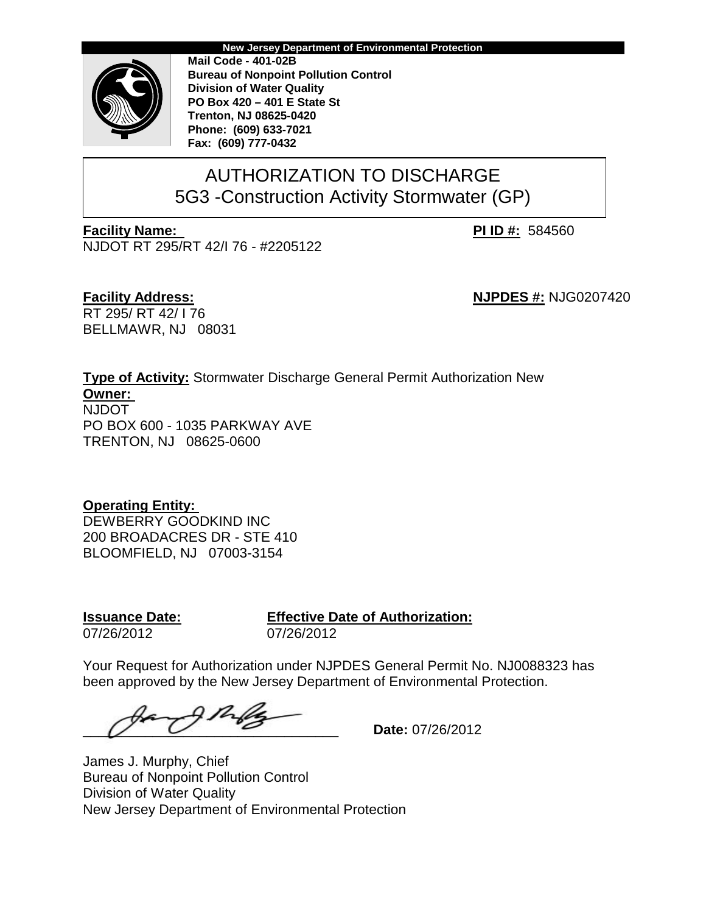**New Jersey Department of Environmental Protection**

**Mail Code - 401-02B**
**Bureau of Nonpoint Pollution Control**
**Division of Water Quality**
**PO Box 420 – 401 E State St**
**Trenton, NJ 08625-0420**
**Phone: (609) 633-7021**
**Fax: (609) 777-0432**

# AUTHORIZATION TO DISCHARGE
## 5G3 -Construction Activity Stormwater (GP)

**Facility Name:**
NJDOT RT 295/RT 42/I 76 - #2205122

**PI ID #:** 584560

**Facility Address:**
RT 295/ RT 42/ I 76
BELLMAWR, NJ 08031

**NJPDES #:** NJG0207420

**Type of Activity:** Stormwater Discharge General Permit Authorization New

**Owner:**
NJDOT
PO BOX 600 - 1035 PARKWAY AVE
TRENTON, NJ 08625-0600

**Operating Entity:**
DEWBERRY GOODKIND INC
200 BROADACRES DR - STE 410
BLOOMFIELD, NJ 07003-3154

| **Issuance Date:** | **Effective Date of Authorization:** |
|---|---|
| 07/26/2012 | 07/26/2012 |

Your Request for Authorization under NJPDES General Permit No. NJ0088323 has been approved by the New Jersey Department of Environmental Protection.

________________________________ **Date:** 07/26/2012

James J. Murphy, Chief
Bureau of Nonpoint Pollution Control
Division of Water Quality
New Jersey Department of Environmental Protection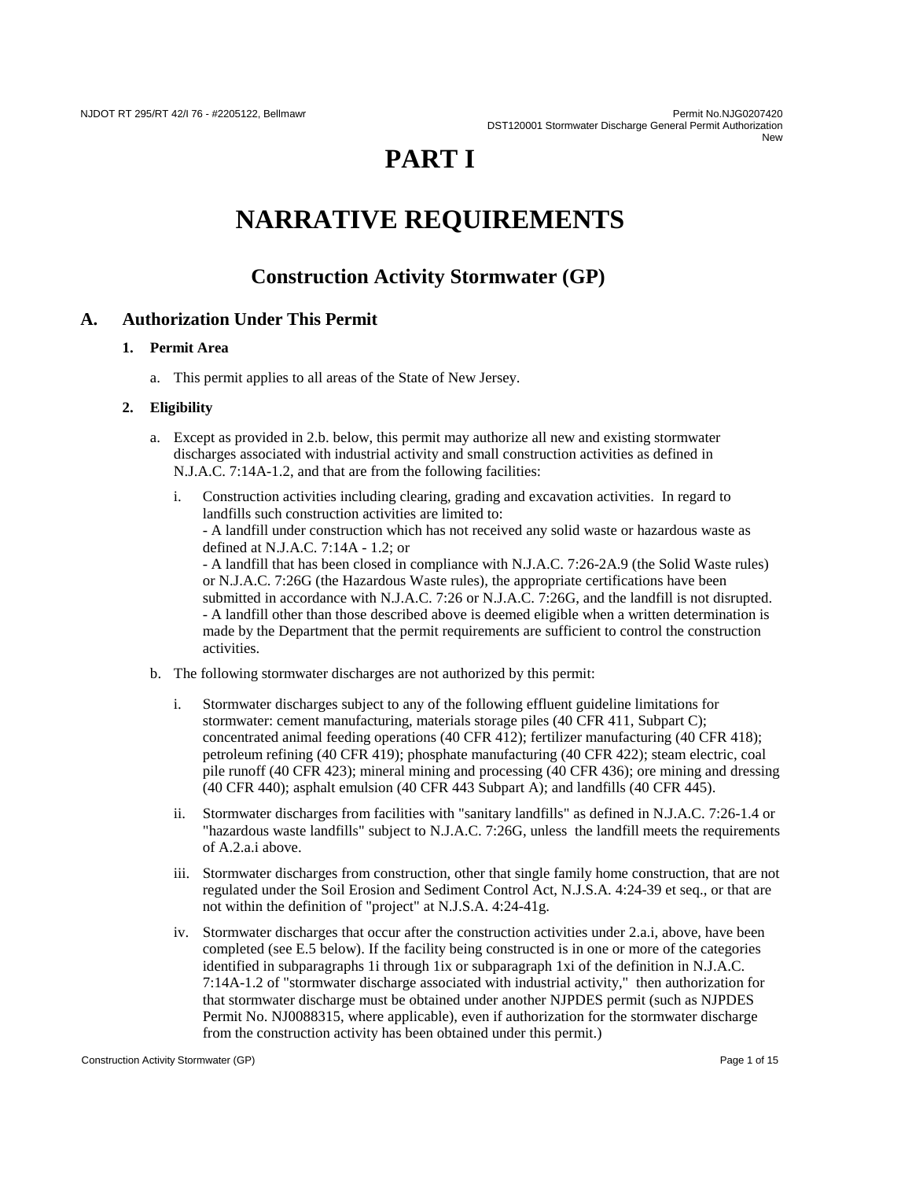# PART I

# NARRATIVE REQUIREMENTS

## Construction Activity Stormwater (GP)

### A. Authorization Under This Permit

#### 1. Permit Area

a. This permit applies to all areas of the State of New Jersey.

#### 2. Eligibility

a. Except as provided in 2.b. below, this permit may authorize all new and existing stormwater discharges associated with industrial activity and small construction activities as defined in N.J.A.C. 7:14A-1.2, and that are from the following facilities:

  i. Construction activities including clearing, grading and excavation activities. In regard to landfills such construction activities are limited to:
  - A landfill under construction which has not received any solid waste or hazardous waste as defined at N.J.A.C. 7:14A - 1.2; or
  - A landfill that has been closed in compliance with N.J.A.C. 7:26-2A.9 (the Solid Waste rules) or N.J.A.C. 7:26G (the Hazardous Waste rules), the appropriate certifications have been submitted in accordance with N.J.A.C. 7:26 or N.J.A.C. 7:26G, and the landfill is not disrupted.
  - A landfill other than those described above is deemed eligible when a written determination is made by the Department that the permit requirements are sufficient to control the construction activities.

b. The following stormwater discharges are not authorized by this permit:

  i. Stormwater discharges subject to any of the following effluent guideline limitations for stormwater: cement manufacturing, materials storage piles (40 CFR 411, Subpart C); concentrated animal feeding operations (40 CFR 412); fertilizer manufacturing (40 CFR 418); petroleum refining (40 CFR 419); phosphate manufacturing (40 CFR 422); steam electric, coal pile runoff (40 CFR 423); mineral mining and processing (40 CFR 436); ore mining and dressing (40 CFR 440); asphalt emulsion (40 CFR 443 Subpart A); and landfills (40 CFR 445).

  ii. Stormwater discharges from facilities with "sanitary landfills" as defined in N.J.A.C. 7:26-1.4 or "hazardous waste landfills" subject to N.J.A.C. 7:26G, unless the landfill meets the requirements of A.2.a.i above.

  iii. Stormwater discharges from construction, other that single family home construction, that are not regulated under the Soil Erosion and Sediment Control Act, N.J.S.A. 4:24-39 et seq., or that are not within the definition of "project" at N.J.S.A. 4:24-41g.

  iv. Stormwater discharges that occur after the construction activities under 2.a.i, above, have been completed (see E.5 below). If the facility being constructed is in one or more of the categories identified in subparagraphs 1i through 1ix or subparagraph 1xi of the definition in N.J.A.C. 7:14A-1.2 of "stormwater discharge associated with industrial activity," then authorization for that stormwater discharge must be obtained under another NJPDES permit (such as NJPDES Permit No. NJ0088315, where applicable), even if authorization for the stormwater discharge from the construction activity has been obtained under this permit.)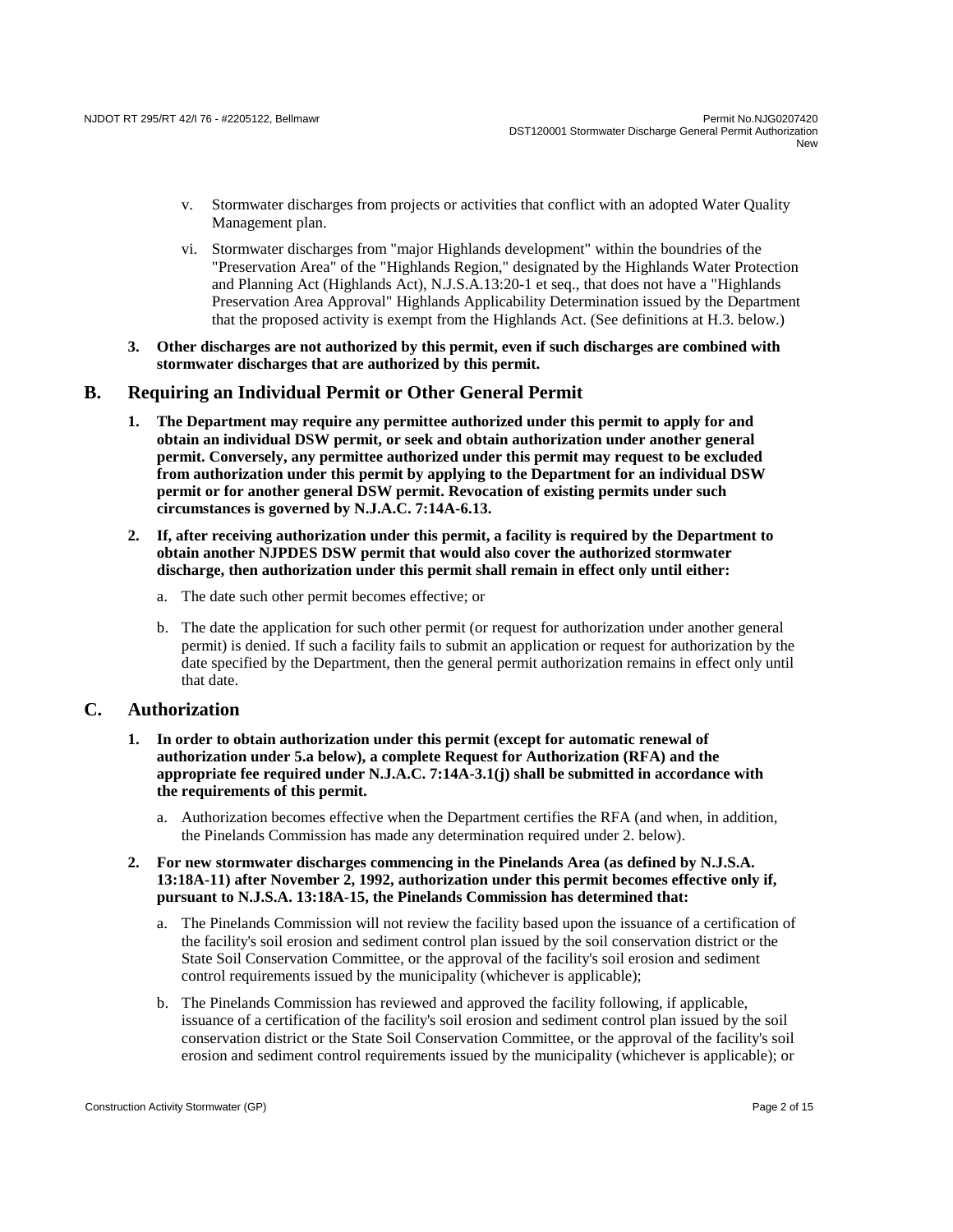v. Stormwater discharges from projects or activities that conflict with an adopted Water Quality Management plan.

vi. Stormwater discharges from "major Highlands development" within the boundries of the "Preservation Area" of the "Highlands Region," designated by the Highlands Water Protection and Planning Act (Highlands Act), N.J.S.A.13:20-1 et seq., that does not have a "Highlands Preservation Area Approval" Highlands Applicability Determination issued by the Department that the proposed activity is exempt from the Highlands Act. (See definitions at H.3. below.)

**3. Other discharges are not authorized by this permit, even if such discharges are combined with stormwater discharges that are authorized by this permit.**

## B. Requiring an Individual Permit or Other General Permit

**1. The Department may require any permittee authorized under this permit to apply for and obtain an individual DSW permit, or seek and obtain authorization under another general permit. Conversely, any permittee authorized under this permit may request to be excluded from authorization under this permit by applying to the Department for an individual DSW permit or for another general DSW permit. Revocation of existing permits under such circumstances is governed by N.J.A.C. 7:14A-6.13.**

**2. If, after receiving authorization under this permit, a facility is required by the Department to obtain another NJPDES DSW permit that would also cover the authorized stormwater discharge, then authorization under this permit shall remain in effect only until either:**

a. The date such other permit becomes effective; or

b. The date the application for such other permit (or request for authorization under another general permit) is denied. If such a facility fails to submit an application or request for authorization by the date specified by the Department, then the general permit authorization remains in effect only until that date.

## C. Authorization

**1. In order to obtain authorization under this permit (except for automatic renewal of authorization under 5.a below), a complete Request for Authorization (RFA) and the appropriate fee required under N.J.A.C. 7:14A-3.1(j) shall be submitted in accordance with the requirements of this permit.**

a. Authorization becomes effective when the Department certifies the RFA (and when, in addition, the Pinelands Commission has made any determination required under 2. below).

**2. For new stormwater discharges commencing in the Pinelands Area (as defined by N.J.S.A. 13:18A-11) after November 2, 1992, authorization under this permit becomes effective only if, pursuant to N.J.S.A. 13:18A-15, the Pinelands Commission has determined that:**

a. The Pinelands Commission will not review the facility based upon the issuance of a certification of the facility's soil erosion and sediment control plan issued by the soil conservation district or the State Soil Conservation Committee, or the approval of the facility's soil erosion and sediment control requirements issued by the municipality (whichever is applicable);

b. The Pinelands Commission has reviewed and approved the facility following, if applicable, issuance of a certification of the facility's soil erosion and sediment control plan issued by the soil conservation district or the State Soil Conservation Committee, or the approval of the facility's soil erosion and sediment control requirements issued by the municipality (whichever is applicable); or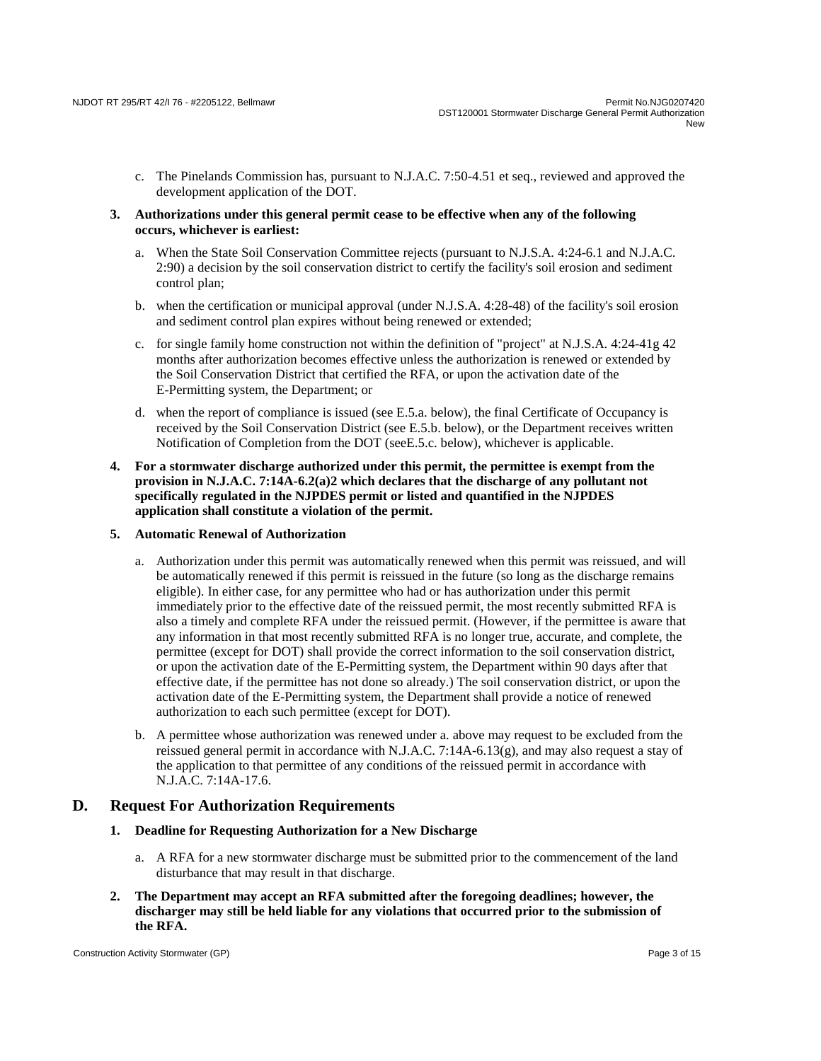c. The Pinelands Commission has, pursuant to N.J.A.C. 7:50-4.51 et seq., reviewed and approved the development application of the DOT.

3. **Authorizations under this general permit cease to be effective when any of the following occurs, whichever is earliest:**

   a. When the State Soil Conservation Committee rejects (pursuant to N.J.S.A. 4:24-6.1 and N.J.A.C. 2:90) a decision by the soil conservation district to certify the facility's soil erosion and sediment control plan;

   b. when the certification or municipal approval (under N.J.S.A. 4:28-48) of the facility's soil erosion and sediment control plan expires without being renewed or extended;

   c. for single family home construction not within the definition of "project" at N.J.S.A. 4:24-41g 42 months after authorization becomes effective unless the authorization is renewed or extended by the Soil Conservation District that certified the RFA, or upon the activation date of the E-Permitting system, the Department; or

   d. when the report of compliance is issued (see E.5.a. below), the final Certificate of Occupancy is received by the Soil Conservation District (see E.5.b. below), or the Department receives written Notification of Completion from the DOT (seeE.5.c. below), whichever is applicable.

4. **For a stormwater discharge authorized under this permit, the permittee is exempt from the provision in N.J.A.C. 7:14A-6.2(a)2 which declares that the discharge of any pollutant not specifically regulated in the NJPDES permit or listed and quantified in the NJPDES application shall constitute a violation of the permit.**

5. **Automatic Renewal of Authorization**

   a. Authorization under this permit was automatically renewed when this permit was reissued, and will be automatically renewed if this permit is reissued in the future (so long as the discharge remains eligible). In either case, for any permittee who had or has authorization under this permit immediately prior to the effective date of the reissued permit, the most recently submitted RFA is also a timely and complete RFA under the reissued permit. (However, if the permittee is aware that any information in that most recently submitted RFA is no longer true, accurate, and complete, the permittee (except for DOT) shall provide the correct information to the soil conservation district, or upon the activation date of the E-Permitting system, the Department within 90 days after that effective date, if the permittee has not done so already.) The soil conservation district, or upon the activation date of the E-Permitting system, the Department shall provide a notice of renewed authorization to each such permittee (except for DOT).

   b. A permittee whose authorization was renewed under a. above may request to be excluded from the reissued general permit in accordance with N.J.A.C. 7:14A-6.13(g), and may also request a stay of the application to that permittee of any conditions of the reissued permit in accordance with N.J.A.C. 7:14A-17.6.

## D. Request For Authorization Requirements

1. **Deadline for Requesting Authorization for a New Discharge**

   a. A RFA for a new stormwater discharge must be submitted prior to the commencement of the land disturbance that may result in that discharge.

2. **The Department may accept an RFA submitted after the foregoing deadlines; however, the discharger may still be held liable for any violations that occurred prior to the submission of the RFA.**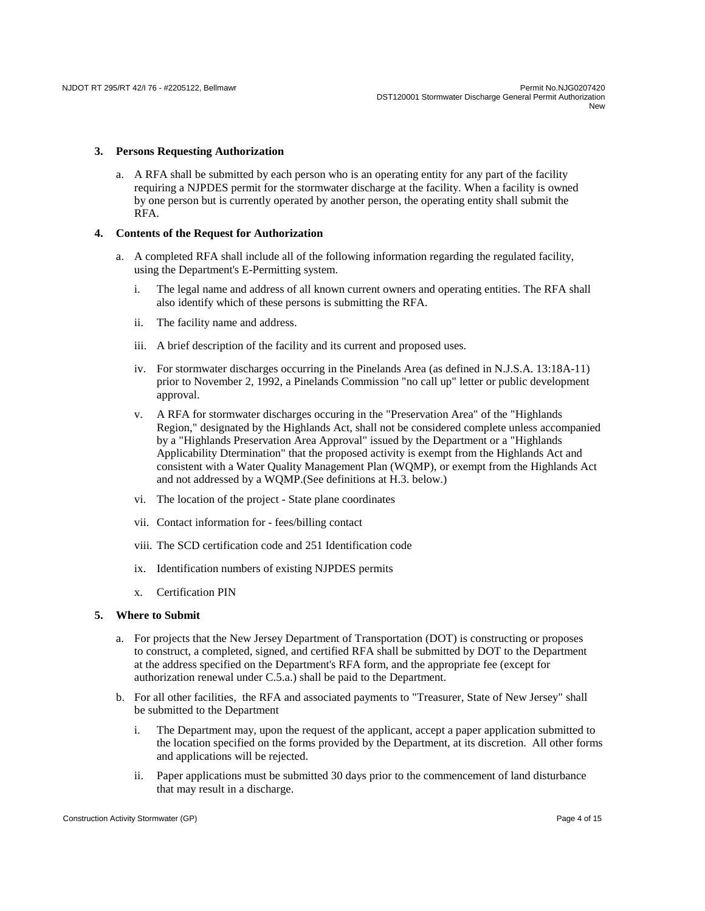**3. Persons Requesting Authorization**

a. A RFA shall be submitted by each person who is an operating entity for any part of the facility requiring a NJPDES permit for the stormwater discharge at the facility. When a facility is owned by one person but is currently operated by another person, the operating entity shall submit the RFA.

**4. Contents of the Request for Authorization**

a. A completed RFA shall include all of the following information regarding the regulated facility, using the Department's E-Permitting system.

i. The legal name and address of all known current owners and operating entities. The RFA shall also identify which of these persons is submitting the RFA.

ii. The facility name and address.

iii. A brief description of the facility and its current and proposed uses.

iv. For stormwater discharges occurring in the Pinelands Area (as defined in N.J.S.A. 13:18A-11) prior to November 2, 1992, a Pinelands Commission "no call up" letter or public development approval.

v. A RFA for stormwater discharges occuring in the "Preservation Area" of the "Highlands Region," designated by the Highlands Act, shall not be considered complete unless accompanied by a "Highlands Preservation Area Approval" issued by the Department or a "Highlands Applicability Dtermination" that the proposed activity is exempt from the Highlands Act and consistent with a Water Quality Management Plan (WQMP), or exempt from the Highlands Act and not addressed by a WQMP.(See definitions at H.3. below.)

vi. The location of the project - State plane coordinates

vii. Contact information for - fees/billing contact

viii. The SCD certification code and 251 Identification code

ix. Identification numbers of existing NJPDES permits

x. Certification PIN

**5. Where to Submit**

a. For projects that the New Jersey Department of Transportation (DOT) is constructing or proposes to construct, a completed, signed, and certified RFA shall be submitted by DOT to the Department at the address specified on the Department's RFA form, and the appropriate fee (except for authorization renewal under C.5.a.) shall be paid to the Department.

b. For all other facilities, the RFA and associated payments to "Treasurer, State of New Jersey" shall be submitted to the Department

i. The Department may, upon the request of the applicant, accept a paper application submitted to the location specified on the forms provided by the Department, at its discretion. All other forms and applications will be rejected.

ii. Paper applications must be submitted 30 days prior to the commencement of land disturbance that may result in a discharge.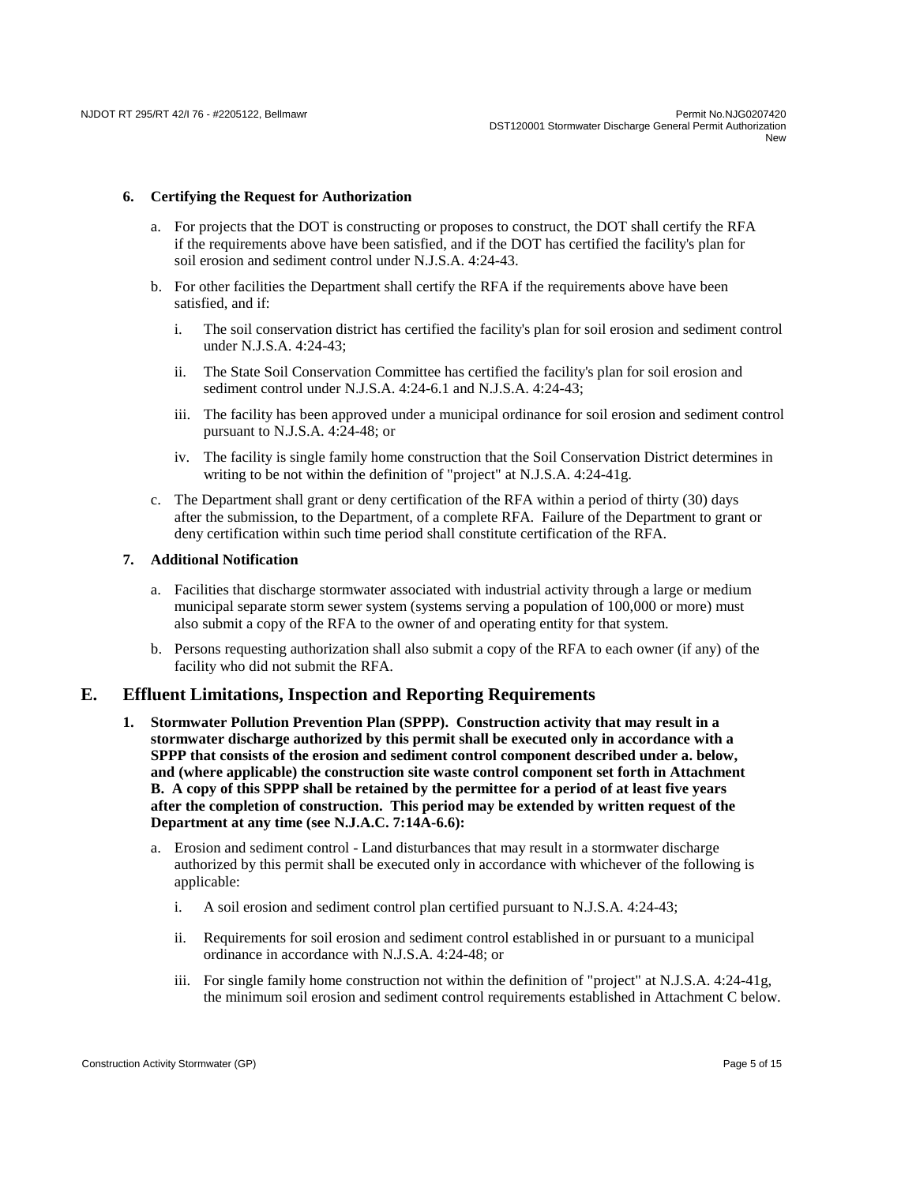**6. Certifying the Request for Authorization**

a. For projects that the DOT is constructing or proposes to construct, the DOT shall certify the RFA if the requirements above have been satisfied, and if the DOT has certified the facility's plan for soil erosion and sediment control under N.J.S.A. 4:24-43.

b. For other facilities the Department shall certify the RFA if the requirements above have been satisfied, and if:

   i. The soil conservation district has certified the facility's plan for soil erosion and sediment control under N.J.S.A. 4:24-43;

   ii. The State Soil Conservation Committee has certified the facility's plan for soil erosion and sediment control under N.J.S.A. 4:24-6.1 and N.J.S.A. 4:24-43;

   iii. The facility has been approved under a municipal ordinance for soil erosion and sediment control pursuant to N.J.S.A. 4:24-48; or

   iv. The facility is single family home construction that the Soil Conservation District determines in writing to be not within the definition of "project" at N.J.S.A. 4:24-41g.

c. The Department shall grant or deny certification of the RFA within a period of thirty (30) days after the submission, to the Department, of a complete RFA. Failure of the Department to grant or deny certification within such time period shall constitute certification of the RFA.

**7. Additional Notification**

a. Facilities that discharge stormwater associated with industrial activity through a large or medium municipal separate storm sewer system (systems serving a population of 100,000 or more) must also submit a copy of the RFA to the owner of and operating entity for that system.

b. Persons requesting authorization shall also submit a copy of the RFA to each owner (if any) of the facility who did not submit the RFA.

## E. Effluent Limitations, Inspection and Reporting Requirements

**1. Stormwater Pollution Prevention Plan (SPPP). Construction activity that may result in a stormwater discharge authorized by this permit shall be executed only in accordance with a SPPP that consists of the erosion and sediment control component described under a. below, and (where applicable) the construction site waste control component set forth in Attachment B. A copy of this SPPP shall be retained by the permittee for a period of at least five years after the completion of construction. This period may be extended by written request of the Department at any time (see N.J.A.C. 7:14A-6.6):**

a. Erosion and sediment control - Land disturbances that may result in a stormwater discharge authorized by this permit shall be executed only in accordance with whichever of the following is applicable:

   i. A soil erosion and sediment control plan certified pursuant to N.J.S.A. 4:24-43;

   ii. Requirements for soil erosion and sediment control established in or pursuant to a municipal ordinance in accordance with N.J.S.A. 4:24-48; or

   iii. For single family home construction not within the definition of "project" at N.J.S.A. 4:24-41g, the minimum soil erosion and sediment control requirements established in Attachment C below.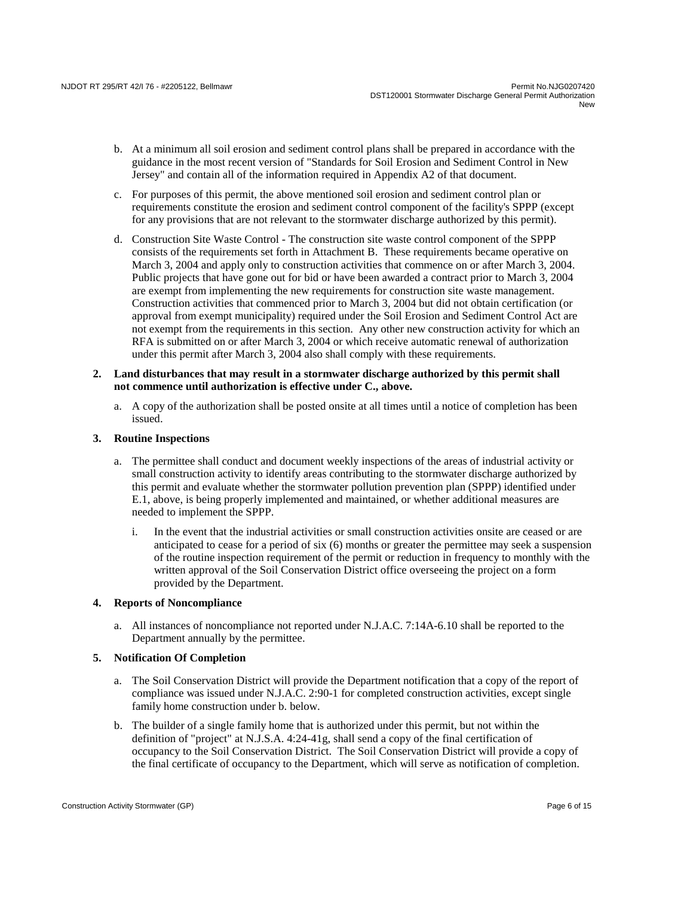b. At a minimum all soil erosion and sediment control plans shall be prepared in accordance with the guidance in the most recent version of "Standards for Soil Erosion and Sediment Control in New Jersey" and contain all of the information required in Appendix A2 of that document.

c. For purposes of this permit, the above mentioned soil erosion and sediment control plan or requirements constitute the erosion and sediment control component of the facility's SPPP (except for any provisions that are not relevant to the stormwater discharge authorized by this permit).

d. Construction Site Waste Control - The construction site waste control component of the SPPP consists of the requirements set forth in Attachment B. These requirements became operative on March 3, 2004 and apply only to construction activities that commence on or after March 3, 2004. Public projects that have gone out for bid or have been awarded a contract prior to March 3, 2004 are exempt from implementing the new requirements for construction site waste management. Construction activities that commenced prior to March 3, 2004 but did not obtain certification (or approval from exempt municipality) required under the Soil Erosion and Sediment Control Act are not exempt from the requirements in this section. Any other new construction activity for which an RFA is submitted on or after March 3, 2004 or which receive automatic renewal of authorization under this permit after March 3, 2004 also shall comply with these requirements.

**2. Land disturbances that may result in a stormwater discharge authorized by this permit shall not commence until authorization is effective under C., above.**

a. A copy of the authorization shall be posted onsite at all times until a notice of completion has been issued.

**3. Routine Inspections**

a. The permittee shall conduct and document weekly inspections of the areas of industrial activity or small construction activity to identify areas contributing to the stormwater discharge authorized by this permit and evaluate whether the stormwater pollution prevention plan (SPPP) identified under E.1, above, is being properly implemented and maintained, or whether additional measures are needed to implement the SPPP.

   i. In the event that the industrial activities or small construction activities onsite are ceased or are anticipated to cease for a period of six (6) months or greater the permittee may seek a suspension of the routine inspection requirement of the permit or reduction in frequency to monthly with the written approval of the Soil Conservation District office overseeing the project on a form provided by the Department.

**4. Reports of Noncompliance**

a. All instances of noncompliance not reported under N.J.A.C. 7:14A-6.10 shall be reported to the Department annually by the permittee.

**5. Notification Of Completion**

a. The Soil Conservation District will provide the Department notification that a copy of the report of compliance was issued under N.J.A.C. 2:90-1 for completed construction activities, except single family home construction under b. below.

b. The builder of a single family home that is authorized under this permit, but not within the definition of "project" at N.J.S.A. 4:24-41g, shall send a copy of the final certification of occupancy to the Soil Conservation District. The Soil Conservation District will provide a copy of the final certificate of occupancy to the Department, which will serve as notification of completion.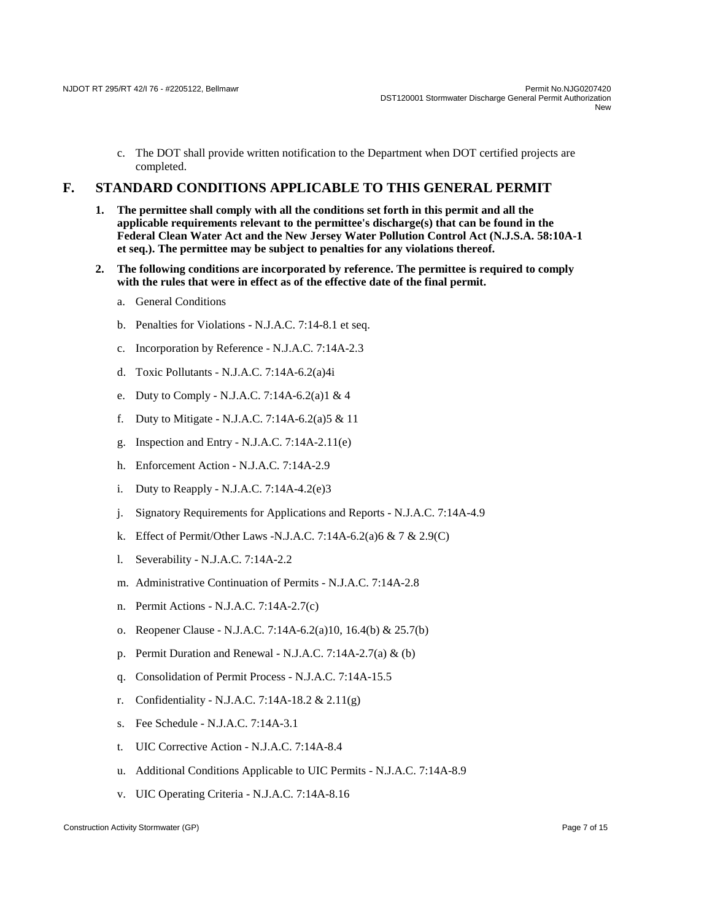c. The DOT shall provide written notification to the Department when DOT certified projects are completed.

## F. STANDARD CONDITIONS APPLICABLE TO THIS GENERAL PERMIT

1. **The permittee shall comply with all the conditions set forth in this permit and all the applicable requirements relevant to the permittee's discharge(s) that can be found in the Federal Clean Water Act and the New Jersey Water Pollution Control Act (N.J.S.A. 58:10A-1 et seq.). The permittee may be subject to penalties for any violations thereof.**

2. **The following conditions are incorporated by reference. The permittee is required to comply with the rules that were in effect as of the effective date of the final permit.**

   a. General Conditions

   b. Penalties for Violations - N.J.A.C. 7:14-8.1 et seq.

   c. Incorporation by Reference - N.J.A.C. 7:14A-2.3

   d. Toxic Pollutants - N.J.A.C. 7:14A-6.2(a)4i

   e. Duty to Comply - N.J.A.C. 7:14A-6.2(a)1 & 4

   f. Duty to Mitigate - N.J.A.C. 7:14A-6.2(a)5 & 11

   g. Inspection and Entry - N.J.A.C. 7:14A-2.11(e)

   h. Enforcement Action - N.J.A.C. 7:14A-2.9

   i. Duty to Reapply - N.J.A.C. 7:14A-4.2(e)3

   j. Signatory Requirements for Applications and Reports - N.J.A.C. 7:14A-4.9

   k. Effect of Permit/Other Laws -N.J.A.C. 7:14A-6.2(a)6 & 7 & 2.9(C)

   l. Severability - N.J.A.C. 7:14A-2.2

   m. Administrative Continuation of Permits - N.J.A.C. 7:14A-2.8

   n. Permit Actions - N.J.A.C. 7:14A-2.7(c)

   o. Reopener Clause - N.J.A.C. 7:14A-6.2(a)10, 16.4(b) & 25.7(b)

   p. Permit Duration and Renewal - N.J.A.C. 7:14A-2.7(a) & (b)

   q. Consolidation of Permit Process - N.J.A.C. 7:14A-15.5

   r. Confidentiality - N.J.A.C. 7:14A-18.2 & 2.11(g)

   s. Fee Schedule - N.J.A.C. 7:14A-3.1

   t. UIC Corrective Action - N.J.A.C. 7:14A-8.4

   u. Additional Conditions Applicable to UIC Permits - N.J.A.C. 7:14A-8.9

   v. UIC Operating Criteria - N.J.A.C. 7:14A-8.16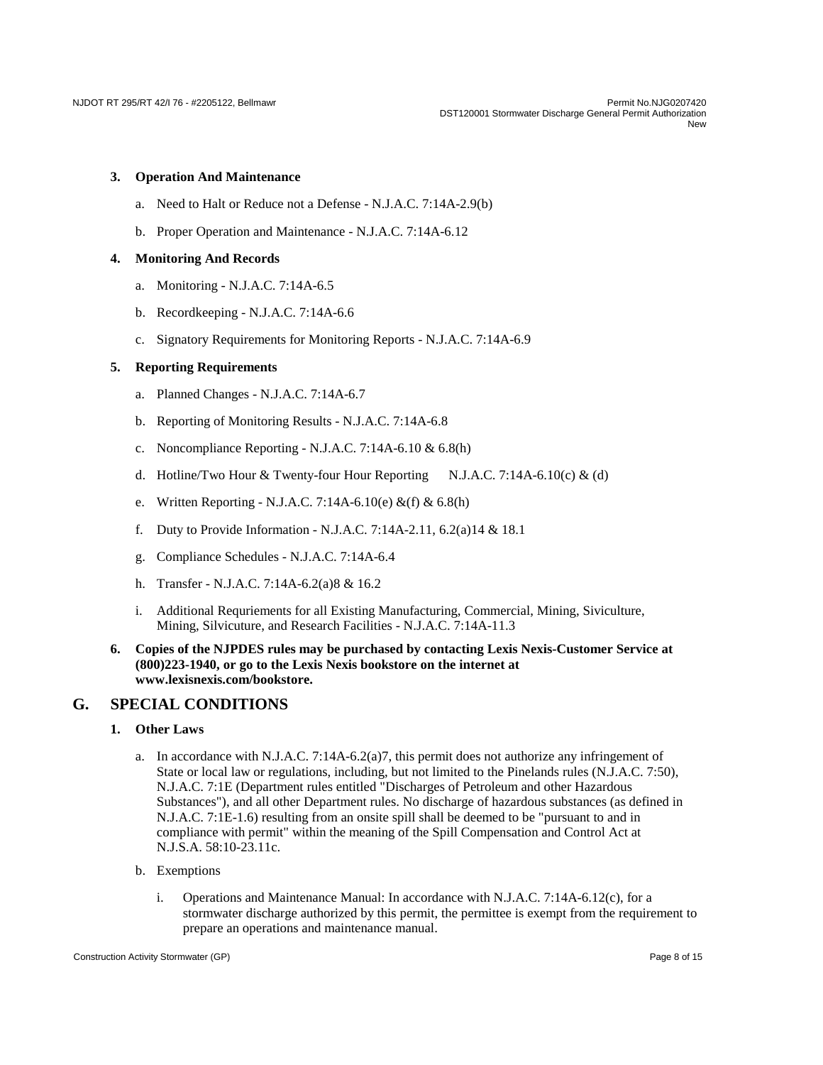**3. Operation And Maintenance**

a. Need to Halt or Reduce not a Defense - N.J.A.C. 7:14A-2.9(b)

b. Proper Operation and Maintenance - N.J.A.C. 7:14A-6.12

**4. Monitoring And Records**

a. Monitoring - N.J.A.C. 7:14A-6.5

b. Recordkeeping - N.J.A.C. 7:14A-6.6

c. Signatory Requirements for Monitoring Reports - N.J.A.C. 7:14A-6.9

**5. Reporting Requirements**

a. Planned Changes - N.J.A.C. 7:14A-6.7

b. Reporting of Monitoring Results - N.J.A.C. 7:14A-6.8

c. Noncompliance Reporting - N.J.A.C. 7:14A-6.10 & 6.8(h)

d. Hotline/Two Hour & Twenty-four Hour Reporting N.J.A.C. 7:14A-6.10(c) & (d)

e. Written Reporting - N.J.A.C. 7:14A-6.10(e) &(f) & 6.8(h)

f. Duty to Provide Information - N.J.A.C. 7:14A-2.11, 6.2(a)14 & 18.1

g. Compliance Schedules - N.J.A.C. 7:14A-6.4

h. Transfer - N.J.A.C. 7:14A-6.2(a)8 & 16.2

i. Additional Requriements for all Existing Manufacturing, Commercial, Mining, Siviculture, Mining, Silvicuture, and Research Facilities - N.J.A.C. 7:14A-11.3

**6. Copies of the NJPDES rules may be purchased by contacting Lexis Nexis-Customer Service at (800)223-1940, or go to the Lexis Nexis bookstore on the internet at www.lexisnexis.com/bookstore.**

## G. SPECIAL CONDITIONS

**1. Other Laws**

a. In accordance with N.J.A.C. 7:14A-6.2(a)7, this permit does not authorize any infringement of State or local law or regulations, including, but not limited to the Pinelands rules (N.J.A.C. 7:50), N.J.A.C. 7:1E (Department rules entitled "Discharges of Petroleum and other Hazardous Substances"), and all other Department rules. No discharge of hazardous substances (as defined in N.J.A.C. 7:1E-1.6) resulting from an onsite spill shall be deemed to be "pursuant to and in compliance with permit" within the meaning of the Spill Compensation and Control Act at N.J.S.A. 58:10-23.11c.

b. Exemptions

i. Operations and Maintenance Manual: In accordance with N.J.A.C. 7:14A-6.12(c), for a stormwater discharge authorized by this permit, the permittee is exempt from the requirement to prepare an operations and maintenance manual.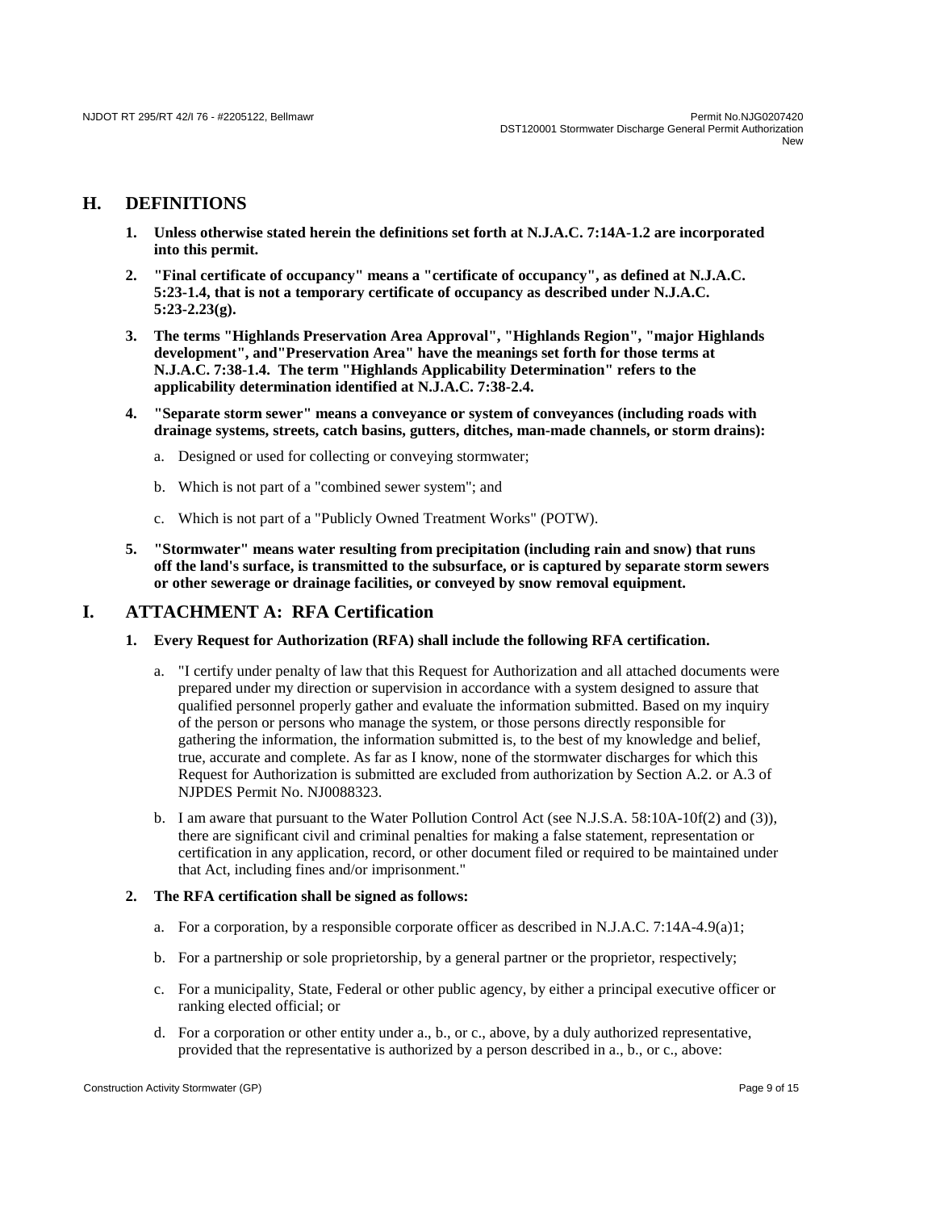## H. DEFINITIONS

1. **Unless otherwise stated herein the definitions set forth at N.J.A.C. 7:14A-1.2 are incorporated into this permit.**

2. **"Final certificate of occupancy" means a "certificate of occupancy", as defined at N.J.A.C. 5:23-1.4, that is not a temporary certificate of occupancy as described under N.J.A.C. 5:23-2.23(g).**

3. **The terms "Highlands Preservation Area Approval", "Highlands Region", "major Highlands development", and"Preservation Area" have the meanings set forth for those terms at N.J.A.C. 7:38-1.4. The term "Highlands Applicability Determination" refers to the applicability determination identified at N.J.A.C. 7:38-2.4.**

4. **"Separate storm sewer" means a conveyance or system of conveyances (including roads with drainage systems, streets, catch basins, gutters, ditches, man-made channels, or storm drains):**

   a. Designed or used for collecting or conveying stormwater;

   b. Which is not part of a "combined sewer system"; and

   c. Which is not part of a "Publicly Owned Treatment Works" (POTW).

5. **"Stormwater" means water resulting from precipitation (including rain and snow) that runs off the land's surface, is transmitted to the subsurface, or is captured by separate storm sewers or other sewerage or drainage facilities, or conveyed by snow removal equipment.**

## I. ATTACHMENT A: RFA Certification

1. **Every Request for Authorization (RFA) shall include the following RFA certification.**

   a. "I certify under penalty of law that this Request for Authorization and all attached documents were prepared under my direction or supervision in accordance with a system designed to assure that qualified personnel properly gather and evaluate the information submitted. Based on my inquiry of the person or persons who manage the system, or those persons directly responsible for gathering the information, the information submitted is, to the best of my knowledge and belief, true, accurate and complete. As far as I know, none of the stormwater discharges for which this Request for Authorization is submitted are excluded from authorization by Section A.2. or A.3 of NJPDES Permit No. NJ0088323.

   b. I am aware that pursuant to the Water Pollution Control Act (see N.J.S.A. 58:10A-10f(2) and (3)), there are significant civil and criminal penalties for making a false statement, representation or certification in any application, record, or other document filed or required to be maintained under that Act, including fines and/or imprisonment."

2. **The RFA certification shall be signed as follows:**

   a. For a corporation, by a responsible corporate officer as described in N.J.A.C. 7:14A-4.9(a)1;

   b. For a partnership or sole proprietorship, by a general partner or the proprietor, respectively;

   c. For a municipality, State, Federal or other public agency, by either a principal executive officer or ranking elected official; or

   d. For a corporation or other entity under a., b., or c., above, by a duly authorized representative, provided that the representative is authorized by a person described in a., b., or c., above: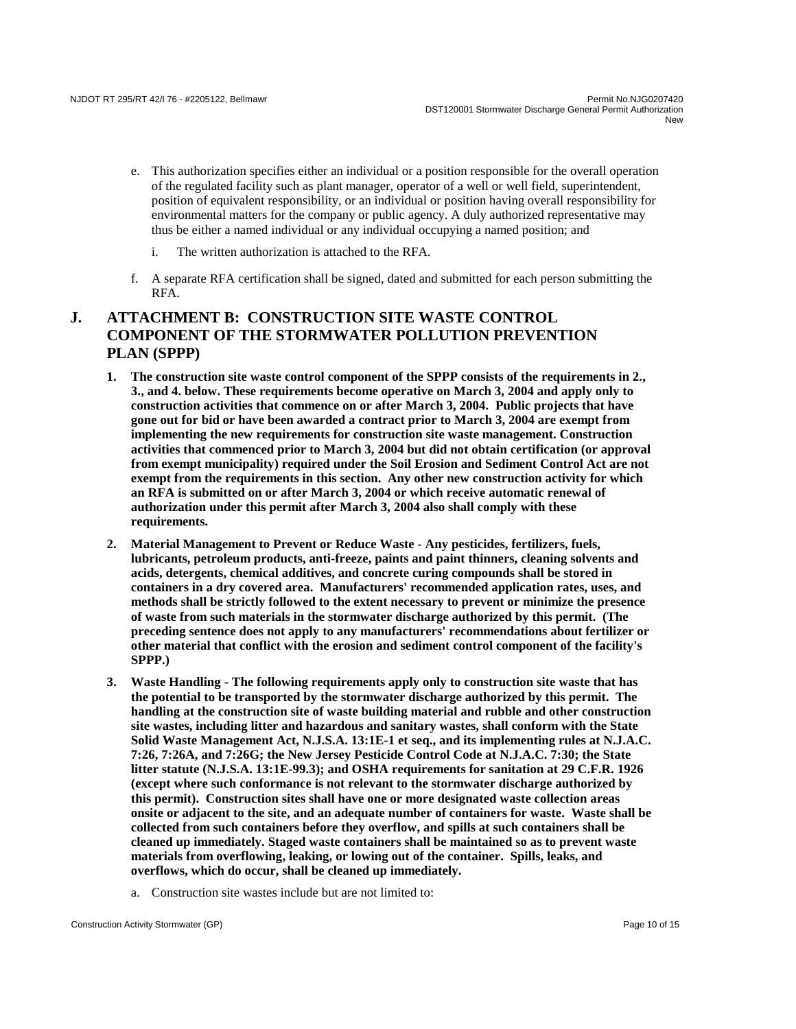e. This authorization specifies either an individual or a position responsible for the overall operation of the regulated facility such as plant manager, operator of a well or well field, superintendent, position of equivalent responsibility, or an individual or position having overall responsibility for environmental matters for the company or public agency. A duly authorized representative may thus be either a named individual or any individual occupying a named position; and

   i. The written authorization is attached to the RFA.

f. A separate RFA certification shall be signed, dated and submitted for each person submitting the RFA.

## J. ATTACHMENT B: CONSTRUCTION SITE WASTE CONTROL COMPONENT OF THE STORMWATER POLLUTION PREVENTION PLAN (SPPP)

1. **The construction site waste control component of the SPPP consists of the requirements in 2., 3., and 4. below. These requirements become operative on March 3, 2004 and apply only to construction activities that commence on or after March 3, 2004. Public projects that have gone out for bid or have been awarded a contract prior to March 3, 2004 are exempt from implementing the new requirements for construction site waste management. Construction activities that commenced prior to March 3, 2004 but did not obtain certification (or approval from exempt municipality) required under the Soil Erosion and Sediment Control Act are not exempt from the requirements in this section. Any other new construction activity for which an RFA is submitted on or after March 3, 2004 or which receive automatic renewal of authorization under this permit after March 3, 2004 also shall comply with these requirements.**

2. **Material Management to Prevent or Reduce Waste - Any pesticides, fertilizers, fuels, lubricants, petroleum products, anti-freeze, paints and paint thinners, cleaning solvents and acids, detergents, chemical additives, and concrete curing compounds shall be stored in containers in a dry covered area. Manufacturers' recommended application rates, uses, and methods shall be strictly followed to the extent necessary to prevent or minimize the presence of waste from such materials in the stormwater discharge authorized by this permit. (The preceding sentence does not apply to any manufacturers' recommendations about fertilizer or other material that conflict with the erosion and sediment control component of the facility's SPPP.)**

3. **Waste Handling - The following requirements apply only to construction site waste that has the potential to be transported by the stormwater discharge authorized by this permit. The handling at the construction site of waste building material and rubble and other construction site wastes, including litter and hazardous and sanitary wastes, shall conform with the State Solid Waste Management Act, N.J.S.A. 13:1E-1 et seq., and its implementing rules at N.J.A.C. 7:26, 7:26A, and 7:26G; the New Jersey Pesticide Control Code at N.J.A.C. 7:30; the State litter statute (N.J.S.A. 13:1E-99.3); and OSHA requirements for sanitation at 29 C.F.R. 1926 (except where such conformance is not relevant to the stormwater discharge authorized by this permit). Construction sites shall have one or more designated waste collection areas onsite or adjacent to the site, and an adequate number of containers for waste. Waste shall be collected from such containers before they overflow, and spills at such containers shall be cleaned up immediately. Staged waste containers shall be maintained so as to prevent waste materials from overflowing, leaking, or lowing out of the container. Spills, leaks, and overflows, which do occur, shall be cleaned up immediately.**

   a. Construction site wastes include but are not limited to: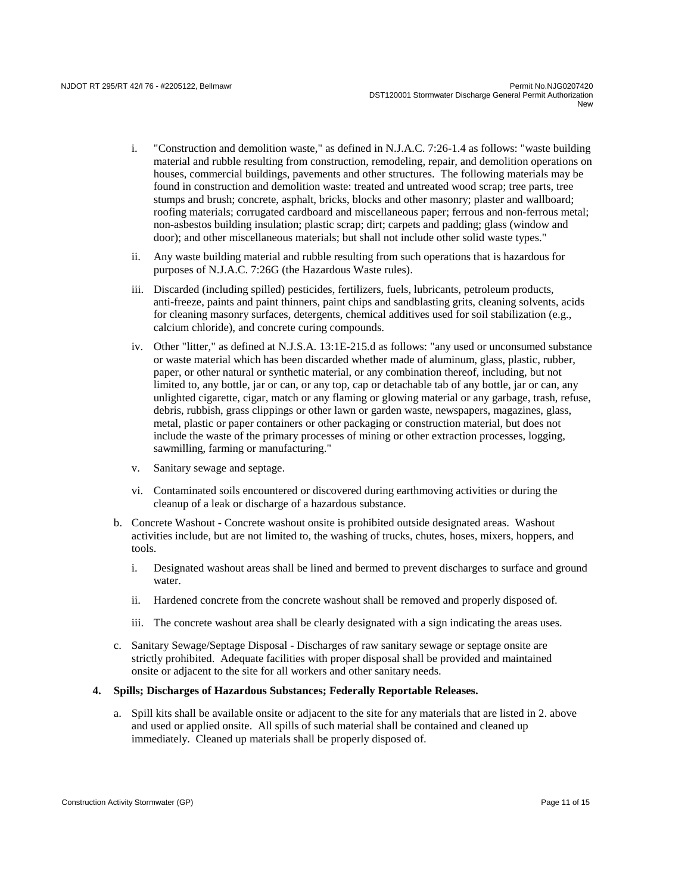i. "Construction and demolition waste," as defined in N.J.A.C. 7:26-1.4 as follows: "waste building material and rubble resulting from construction, remodeling, repair, and demolition operations on houses, commercial buildings, pavements and other structures. The following materials may be found in construction and demolition waste: treated and untreated wood scrap; tree parts, tree stumps and brush; concrete, asphalt, bricks, blocks and other masonry; plaster and wallboard; roofing materials; corrugated cardboard and miscellaneous paper; ferrous and non-ferrous metal; non-asbestos building insulation; plastic scrap; dirt; carpets and padding; glass (window and door); and other miscellaneous materials; but shall not include other solid waste types."

ii. Any waste building material and rubble resulting from such operations that is hazardous for purposes of N.J.A.C. 7:26G (the Hazardous Waste rules).

iii. Discarded (including spilled) pesticides, fertilizers, fuels, lubricants, petroleum products, anti-freeze, paints and paint thinners, paint chips and sandblasting grits, cleaning solvents, acids for cleaning masonry surfaces, detergents, chemical additives used for soil stabilization (e.g., calcium chloride), and concrete curing compounds.

iv. Other "litter," as defined at N.J.S.A. 13:1E-215.d as follows: "any used or unconsumed substance or waste material which has been discarded whether made of aluminum, glass, plastic, rubber, paper, or other natural or synthetic material, or any combination thereof, including, but not limited to, any bottle, jar or can, or any top, cap or detachable tab of any bottle, jar or can, any unlighted cigarette, cigar, match or any flaming or glowing material or any garbage, trash, refuse, debris, rubbish, grass clippings or other lawn or garden waste, newspapers, magazines, glass, metal, plastic or paper containers or other packaging or construction material, but does not include the waste of the primary processes of mining or other extraction processes, logging, sawmilling, farming or manufacturing."

v. Sanitary sewage and septage.

vi. Contaminated soils encountered or discovered during earthmoving activities or during the cleanup of a leak or discharge of a hazardous substance.

b. Concrete Washout - Concrete washout onsite is prohibited outside designated areas. Washout activities include, but are not limited to, the washing of trucks, chutes, hoses, mixers, hoppers, and tools.

   i. Designated washout areas shall be lined and bermed to prevent discharges to surface and ground water.

   ii. Hardened concrete from the concrete washout shall be removed and properly disposed of.

   iii. The concrete washout area shall be clearly designated with a sign indicating the areas uses.

c. Sanitary Sewage/Septage Disposal - Discharges of raw sanitary sewage or septage onsite are strictly prohibited. Adequate facilities with proper disposal shall be provided and maintained onsite or adjacent to the site for all workers and other sanitary needs.

**4. Spills; Discharges of Hazardous Substances; Federally Reportable Releases.**

a. Spill kits shall be available onsite or adjacent to the site for any materials that are listed in 2. above and used or applied onsite. All spills of such material shall be contained and cleaned up immediately. Cleaned up materials shall be properly disposed of.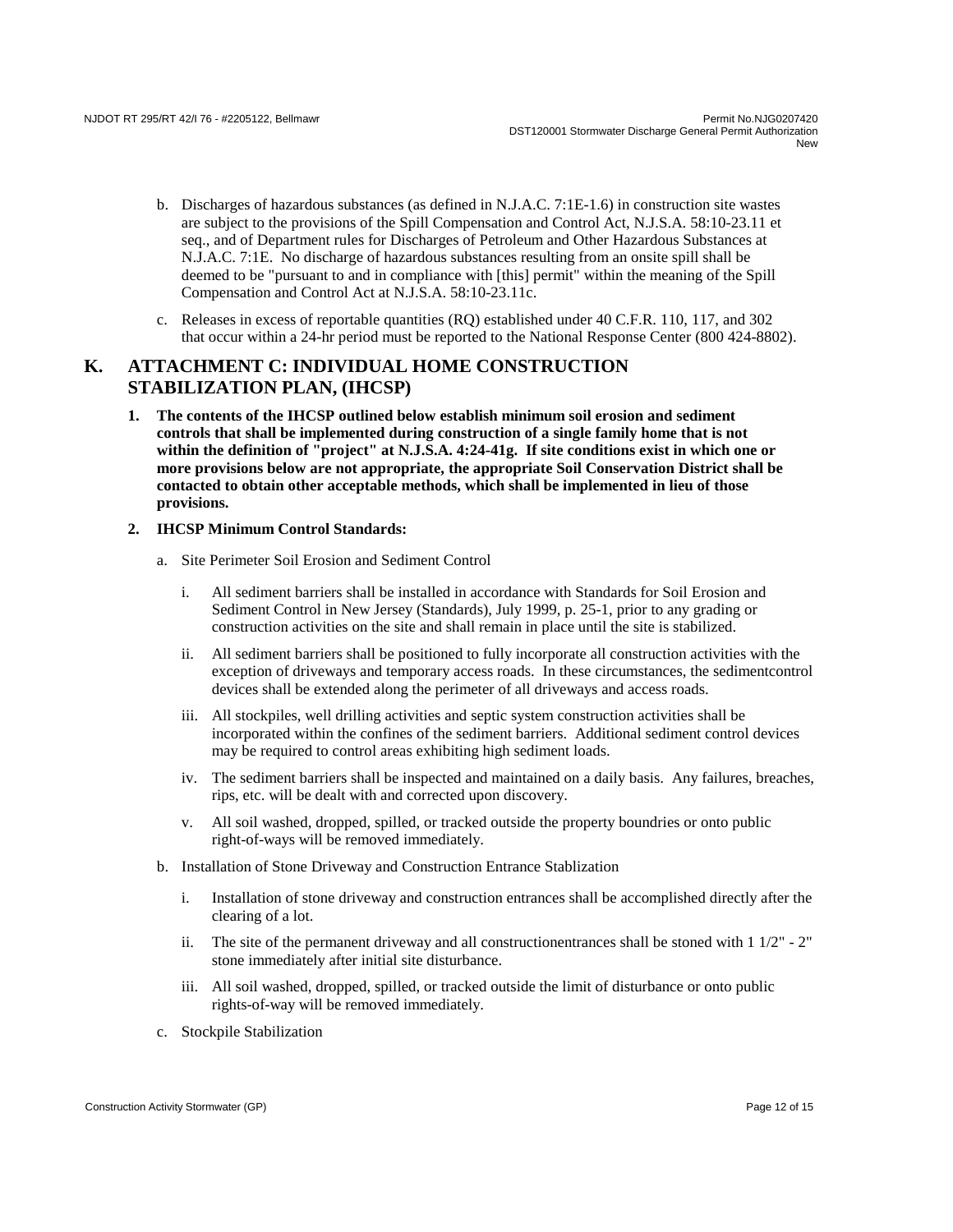b. Discharges of hazardous substances (as defined in N.J.A.C. 7:1E-1.6) in construction site wastes are subject to the provisions of the Spill Compensation and Control Act, N.J.S.A. 58:10-23.11 et seq., and of Department rules for Discharges of Petroleum and Other Hazardous Substances at N.J.A.C. 7:1E. No discharge of hazardous substances resulting from an onsite spill shall be deemed to be "pursuant to and in compliance with [this] permit" within the meaning of the Spill Compensation and Control Act at N.J.S.A. 58:10-23.11c.

c. Releases in excess of reportable quantities (RQ) established under 40 C.F.R. 110, 117, and 302 that occur within a 24-hr period must be reported to the National Response Center (800 424-8802).

## K. ATTACHMENT C: INDIVIDUAL HOME CONSTRUCTION STABILIZATION PLAN, (IHCSP)

**1. The contents of the IHCSP outlined below establish minimum soil erosion and sediment controls that shall be implemented during construction of a single family home that is not within the definition of "project" at N.J.S.A. 4:24-41g. If site conditions exist in which one or more provisions below are not appropriate, the appropriate Soil Conservation District shall be contacted to obtain other acceptable methods, which shall be implemented in lieu of those provisions.**

**2. IHCSP Minimum Control Standards:**

a. Site Perimeter Soil Erosion and Sediment Control

i. All sediment barriers shall be installed in accordance with Standards for Soil Erosion and Sediment Control in New Jersey (Standards), July 1999, p. 25-1, prior to any grading or construction activities on the site and shall remain in place until the site is stabilized.

ii. All sediment barriers shall be positioned to fully incorporate all construction activities with the exception of driveways and temporary access roads. In these circumstances, the sedimentcontrol devices shall be extended along the perimeter of all driveways and access roads.

iii. All stockpiles, well drilling activities and septic system construction activities shall be incorporated within the confines of the sediment barriers. Additional sediment control devices may be required to control areas exhibiting high sediment loads.

iv. The sediment barriers shall be inspected and maintained on a daily basis. Any failures, breaches, rips, etc. will be dealt with and corrected upon discovery.

v. All soil washed, dropped, spilled, or tracked outside the property boundries or onto public right-of-ways will be removed immediately.

b. Installation of Stone Driveway and Construction Entrance Stablization

i. Installation of stone driveway and construction entrances shall be accomplished directly after the clearing of a lot.

ii. The site of the permanent driveway and all constructionentrances shall be stoned with 1 1/2" - 2" stone immediately after initial site disturbance.

iii. All soil washed, dropped, spilled, or tracked outside the limit of disturbance or onto public rights-of-way will be removed immediately.

c. Stockpile Stabilization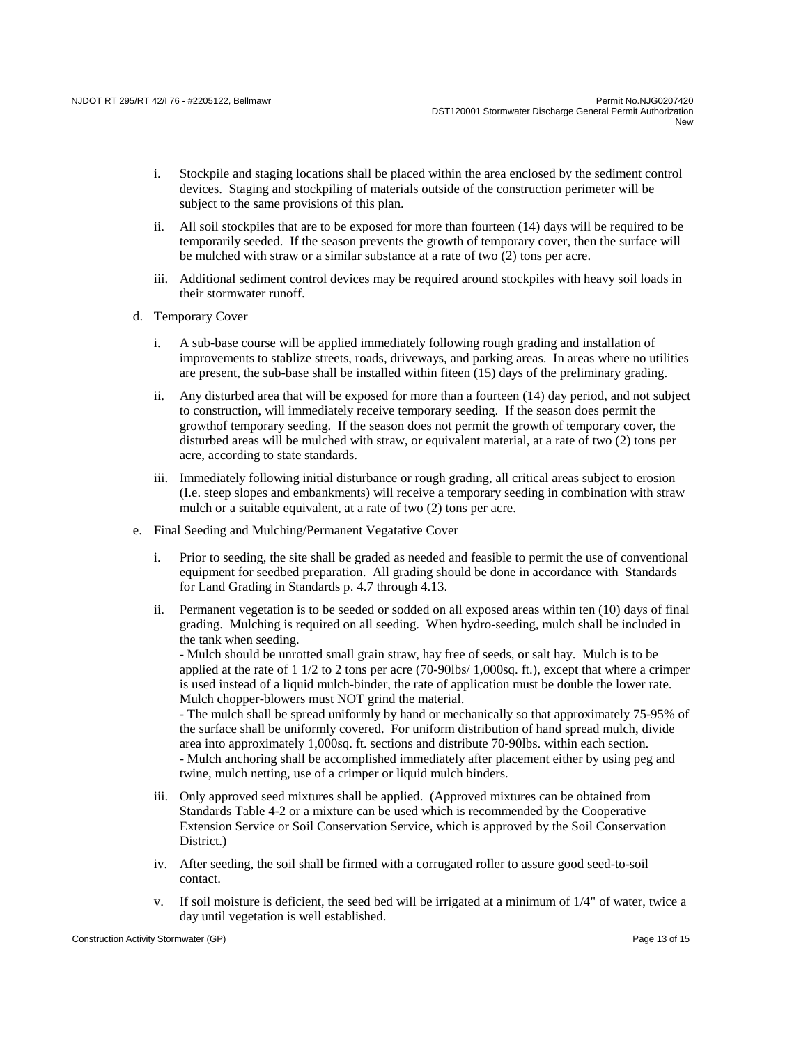i. Stockpile and staging locations shall be placed within the area enclosed by the sediment control devices. Staging and stockpiling of materials outside of the construction perimeter will be subject to the same provisions of this plan.

ii. All soil stockpiles that are to be exposed for more than fourteen (14) days will be required to be temporarily seeded. If the season prevents the growth of temporary cover, then the surface will be mulched with straw or a similar substance at a rate of two (2) tons per acre.

iii. Additional sediment control devices may be required around stockpiles with heavy soil loads in their stormwater runoff.

d. Temporary Cover

i. A sub-base course will be applied immediately following rough grading and installation of improvements to stablize streets, roads, driveways, and parking areas. In areas where no utilities are present, the sub-base shall be installed within fiteen (15) days of the preliminary grading.

ii. Any disturbed area that will be exposed for more than a fourteen (14) day period, and not subject to construction, will immediately receive temporary seeding. If the season does permit the growthof temporary seeding. If the season does not permit the growth of temporary cover, the disturbed areas will be mulched with straw, or equivalent material, at a rate of two (2) tons per acre, according to state standards.

iii. Immediately following initial disturbance or rough grading, all critical areas subject to erosion (I.e. steep slopes and embankments) will receive a temporary seeding in combination with straw mulch or a suitable equivalent, at a rate of two (2) tons per acre.

e. Final Seeding and Mulching/Permanent Vegatative Cover

i. Prior to seeding, the site shall be graded as needed and feasible to permit the use of conventional equipment for seedbed preparation. All grading should be done in accordance with Standards for Land Grading in Standards p. 4.7 through 4.13.

ii. Permanent vegetation is to be seeded or sodded on all exposed areas within ten (10) days of final grading. Mulching is required on all seeding. When hydro-seeding, mulch shall be included in the tank when seeding.
- Mulch should be unrotted small grain straw, hay free of seeds, or salt hay. Mulch is to be applied at the rate of 1 1/2 to 2 tons per acre (70-90lbs/ 1,000sq. ft.), except that where a crimper is used instead of a liquid mulch-binder, the rate of application must be double the lower rate. Mulch chopper-blowers must NOT grind the material.
- The mulch shall be spread uniformly by hand or mechanically so that approximately 75-95% of the surface shall be uniformly covered. For uniform distribution of hand spread mulch, divide area into approximately 1,000sq. ft. sections and distribute 70-90lbs. within each section.
- Mulch anchoring shall be accomplished immediately after placement either by using peg and twine, mulch netting, use of a crimper or liquid mulch binders.

iii. Only approved seed mixtures shall be applied. (Approved mixtures can be obtained from Standards Table 4-2 or a mixture can be used which is recommended by the Cooperative Extension Service or Soil Conservation Service, which is approved by the Soil Conservation District.)

iv. After seeding, the soil shall be firmed with a corrugated roller to assure good seed-to-soil contact.

v. If soil moisture is deficient, the seed bed will be irrigated at a minimum of 1/4" of water, twice a day until vegetation is well established.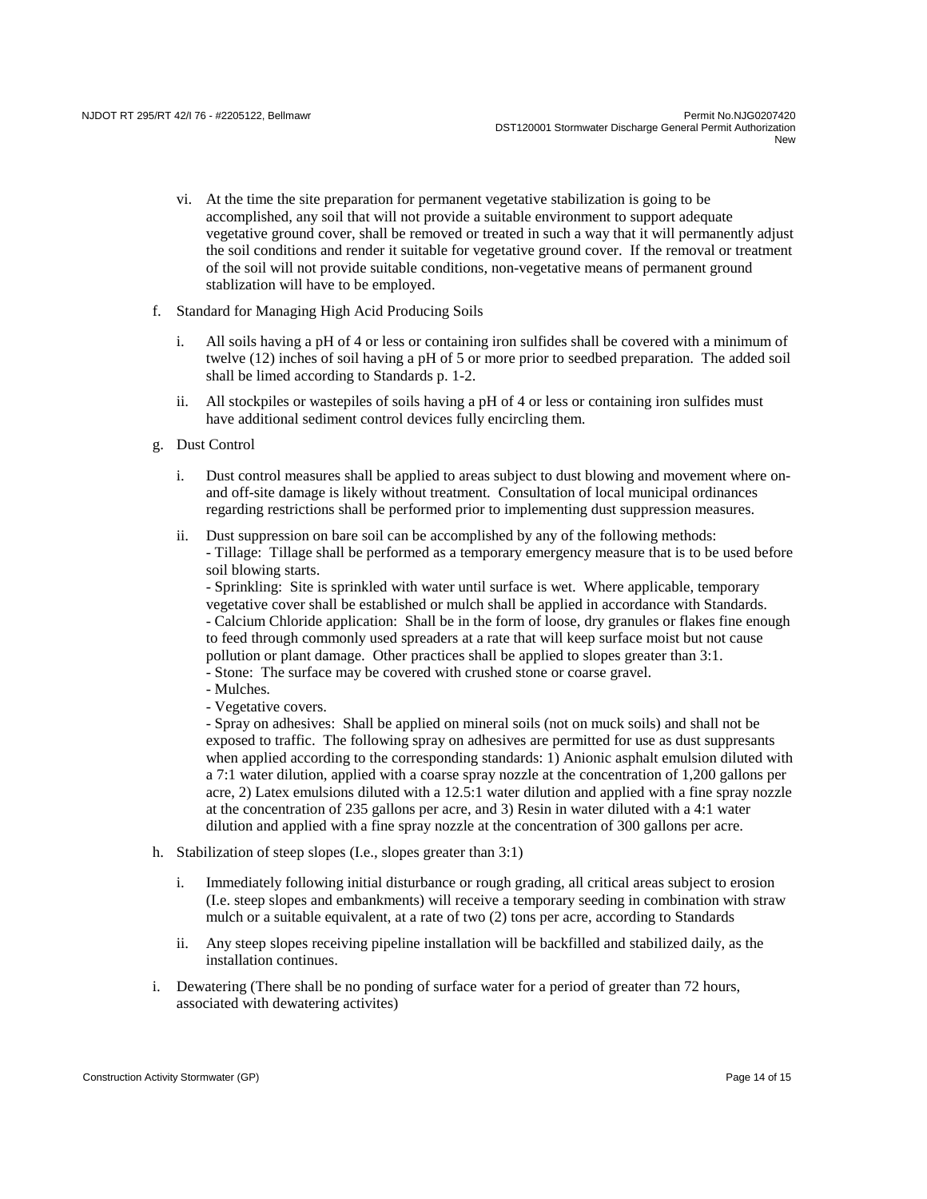vi. At the time the site preparation for permanent vegetative stabilization is going to be accomplished, any soil that will not provide a suitable environment to support adequate vegetative ground cover, shall be removed or treated in such a way that it will permanently adjust the soil conditions and render it suitable for vegetative ground cover. If the removal or treatment of the soil will not provide suitable conditions, non-vegetative means of permanent ground stablization will have to be employed.

f. Standard for Managing High Acid Producing Soils

i. All soils having a pH of 4 or less or containing iron sulfides shall be covered with a minimum of twelve (12) inches of soil having a pH of 5 or more prior to seedbed preparation. The added soil shall be limed according to Standards p. 1-2.

ii. All stockpiles or wastepiles of soils having a pH of 4 or less or containing iron sulfides must have additional sediment control devices fully encircling them.

g. Dust Control

i. Dust control measures shall be applied to areas subject to dust blowing and movement where on- and off-site damage is likely without treatment. Consultation of local municipal ordinances regarding restrictions shall be performed prior to implementing dust suppression measures.

ii. Dust suppression on bare soil can be accomplished by any of the following methods:
- Tillage: Tillage shall be performed as a temporary emergency measure that is to be used before soil blowing starts.
- Sprinkling: Site is sprinkled with water until surface is wet. Where applicable, temporary vegetative cover shall be established or mulch shall be applied in accordance with Standards.
- Calcium Chloride application: Shall be in the form of loose, dry granules or flakes fine enough to feed through commonly used spreaders at a rate that will keep surface moist but not cause pollution or plant damage. Other practices shall be applied to slopes greater than 3:1.
- Stone: The surface may be covered with crushed stone or coarse gravel.
- Mulches.
- Vegetative covers.
- Spray on adhesives: Shall be applied on mineral soils (not on muck soils) and shall not be exposed to traffic. The following spray on adhesives are permitted for use as dust suppresants when applied according to the corresponding standards: 1) Anionic asphalt emulsion diluted with a 7:1 water dilution, applied with a coarse spray nozzle at the concentration of 1,200 gallons per acre, 2) Latex emulsions diluted with a 12.5:1 water dilution and applied with a fine spray nozzle at the concentration of 235 gallons per acre, and 3) Resin in water diluted with a 4:1 water dilution and applied with a fine spray nozzle at the concentration of 300 gallons per acre.

h. Stabilization of steep slopes (I.e., slopes greater than 3:1)

i. Immediately following initial disturbance or rough grading, all critical areas subject to erosion (I.e. steep slopes and embankments) will receive a temporary seeding in combination with straw mulch or a suitable equivalent, at a rate of two (2) tons per acre, according to Standards

ii. Any steep slopes receiving pipeline installation will be backfilled and stabilized daily, as the installation continues.

i. Dewatering (There shall be no ponding of surface water for a period of greater than 72 hours, associated with dewatering activites)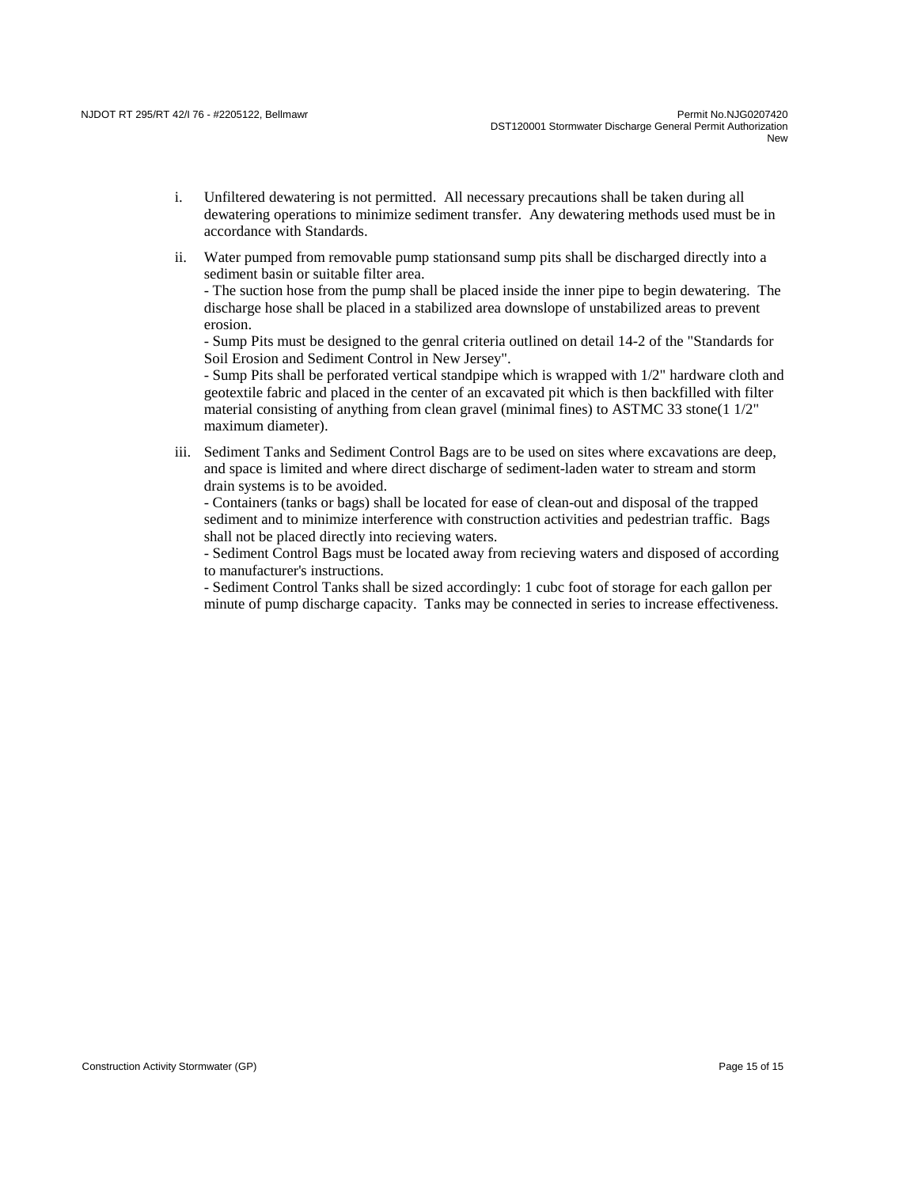i. Unfiltered dewatering is not permitted. All necessary precautions shall be taken during all dewatering operations to minimize sediment transfer. Any dewatering methods used must be in accordance with Standards.

ii. Water pumped from removable pump stationsand sump pits shall be discharged directly into a sediment basin or suitable filter area.
- The suction hose from the pump shall be placed inside the inner pipe to begin dewatering. The discharge hose shall be placed in a stabilized area downslope of unstabilized areas to prevent erosion.
- Sump Pits must be designed to the genral criteria outlined on detail 14-2 of the "Standards for Soil Erosion and Sediment Control in New Jersey".
- Sump Pits shall be perforated vertical standpipe which is wrapped with 1/2" hardware cloth and geotextile fabric and placed in the center of an excavated pit which is then backfilled with filter material consisting of anything from clean gravel (minimal fines) to ASTMC 33 stone(1 1/2" maximum diameter).

iii. Sediment Tanks and Sediment Control Bags are to be used on sites where excavations are deep, and space is limited and where direct discharge of sediment-laden water to stream and storm drain systems is to be avoided.
- Containers (tanks or bags) shall be located for ease of clean-out and disposal of the trapped sediment and to minimize interference with construction activities and pedestrian traffic. Bags shall not be placed directly into recieving waters.
- Sediment Control Bags must be located away from recieving waters and disposed of according to manufacturer's instructions.
- Sediment Control Tanks shall be sized accordingly: 1 cubc foot of storage for each gallon per minute of pump discharge capacity. Tanks may be connected in series to increase effectiveness.